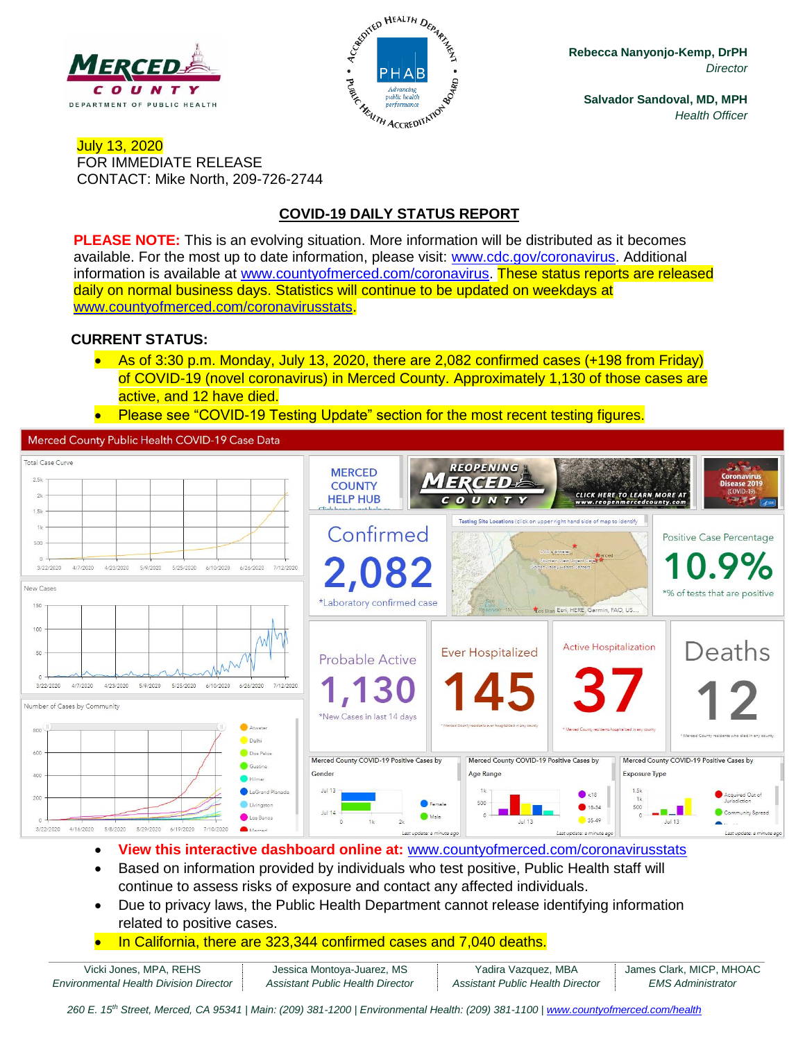MERCED COUNTY DEPARTMENT OF PUBLIC HEALTH

**Rebecca Nanyonjo-Kemp, DrPH**
*Director*

**Salvador Sandoval, MD, MPH**
*Health Officer*

July 13, 2020
FOR IMMEDIATE RELEASE
CONTACT: Mike North, 209-726-2744

## COVID-19 DAILY STATUS REPORT

**PLEASE NOTE:** This is an evolving situation. More information will be distributed as it becomes available. For the most up to date information, please visit: www.cdc.gov/coronavirus. Additional information is available at www.countyofmerced.com/coronavirus. These status reports are released daily on normal business days. Statistics will continue to be updated on weekdays at www.countyofmerced.com/coronavirusstats.

**CURRENT STATUS:**

- As of 3:30 p.m. Monday, July 13, 2020, there are 2,082 confirmed cases (+198 from Friday) of COVID-19 (novel coronavirus) in Merced County. Approximately 1,130 of those cases are active, and 12 have died.
- Please see "COVID-19 Testing Update" section for the most recent testing figures.

Merced County Public Health COVID-19 Case Data

- Confirmed: 2,082 (*Laboratory confirmed case)
- Positive Case Percentage: 10.9% (*% of tests that are positive)
- Probable Active: 1,130 (*New Cases in last 14 days)
- Ever Hospitalized: 145
- Active Hospitalization: 37
- Deaths: 12

- **View this interactive dashboard online at:** www.countyofmerced.com/coronavirusstats
- Based on information provided by individuals who test positive, Public Health staff will continue to assess risks of exposure and contact any affected individuals.
- Due to privacy laws, the Public Health Department cannot release identifying information related to positive cases.
- In California, there are 323,344 confirmed cases and 7,040 deaths.

| Vicki Jones, MPA, REHS | Jessica Montoya-Juarez, MS | Yadira Vazquez, MBA | James Clark, MICP, MHOAC |
|---|---|---|---|
| *Environmental Health Division Director* | *Assistant Public Health Director* | *Assistant Public Health Director* | *EMS Administrator* |

*260 E. 15th Street, Merced, CA 95341 | Main: (209) 381-1200 | Environmental Health: (209) 381-1100 | www.countyofmerced.com/health*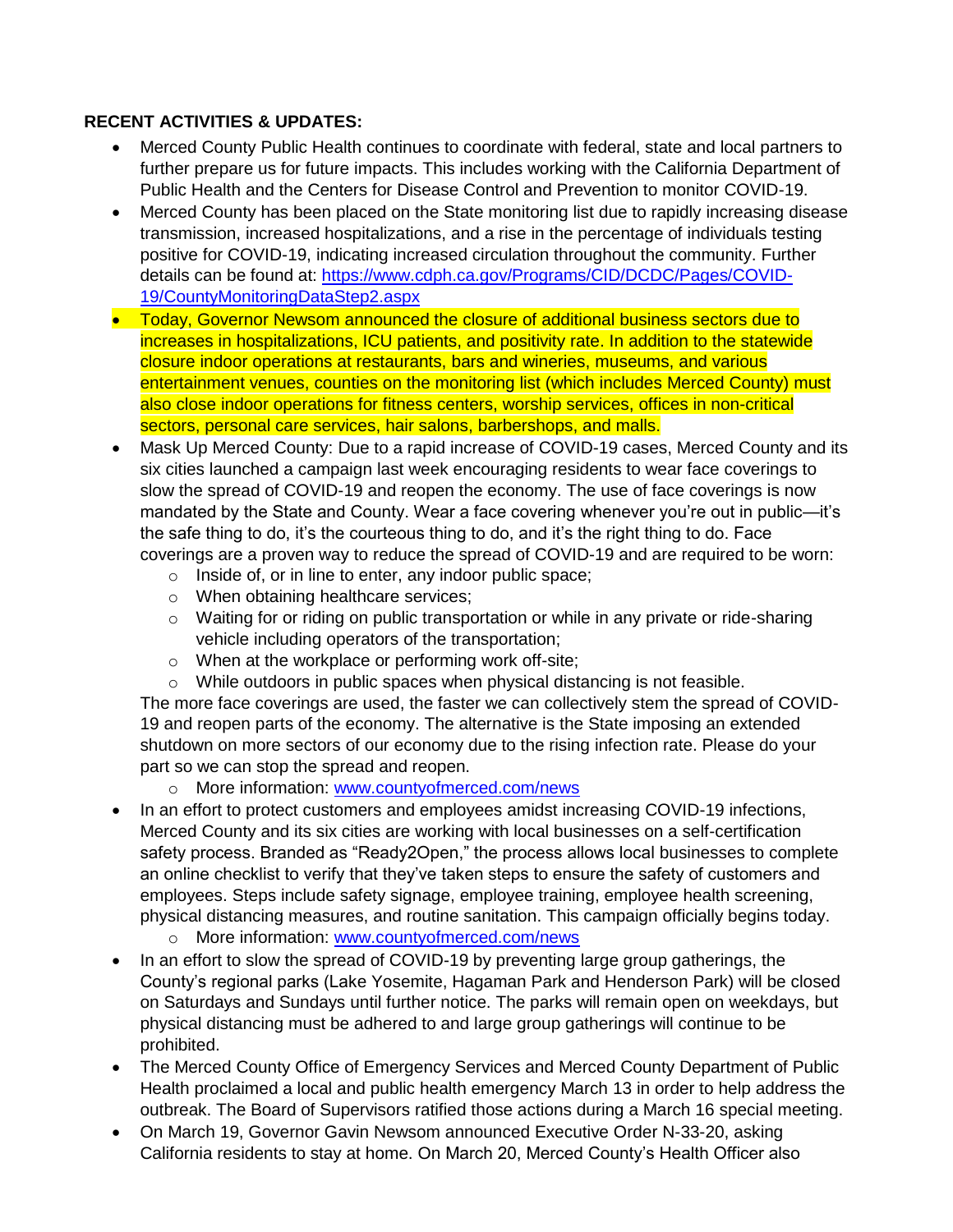**RECENT ACTIVITIES & UPDATES:**

- Merced County Public Health continues to coordinate with federal, state and local partners to further prepare us for future impacts. This includes working with the California Department of Public Health and the Centers for Disease Control and Prevention to monitor COVID-19.
- Merced County has been placed on the State monitoring list due to rapidly increasing disease transmission, increased hospitalizations, and a rise in the percentage of individuals testing positive for COVID-19, indicating increased circulation throughout the community. Further details can be found at: [https://www.cdph.ca.gov/Programs/CID/DCDC/Pages/COVID-19/CountyMonitoringDataStep2.aspx](https://www.cdph.ca.gov/Programs/CID/DCDC/Pages/COVID-19/CountyMonitoringDataStep2.aspx)
- Today, Governor Newsom announced the closure of additional business sectors due to increases in hospitalizations, ICU patients, and positivity rate. In addition to the statewide closure indoor operations at restaurants, bars and wineries, museums, and various entertainment venues, counties on the monitoring list (which includes Merced County) must also close indoor operations for fitness centers, worship services, offices in non-critical sectors, personal care services, hair salons, barbershops, and malls.
- Mask Up Merced County: Due to a rapid increase of COVID-19 cases, Merced County and its six cities launched a campaign last week encouraging residents to wear face coverings to slow the spread of COVID-19 and reopen the economy. The use of face coverings is now mandated by the State and County. Wear a face covering whenever you're out in public—it's the safe thing to do, it's the courteous thing to do, and it's the right thing to do. Face coverings are a proven way to reduce the spread of COVID-19 and are required to be worn:
  - Inside of, or in line to enter, any indoor public space;
  - When obtaining healthcare services;
  - Waiting for or riding on public transportation or while in any private or ride-sharing vehicle including operators of the transportation;
  - When at the workplace or performing work off-site;
  - While outdoors in public spaces when physical distancing is not feasible.

  The more face coverings are used, the faster we can collectively stem the spread of COVID-19 and reopen parts of the economy. The alternative is the State imposing an extended shutdown on more sectors of our economy due to the rising infection rate. Please do your part so we can stop the spread and reopen.
  - More information: [www.countyofmerced.com/news](www.countyofmerced.com/news)
- In an effort to protect customers and employees amidst increasing COVID-19 infections, Merced County and its six cities are working with local businesses on a self-certification safety process. Branded as "Ready2Open," the process allows local businesses to complete an online checklist to verify that they've taken steps to ensure the safety of customers and employees. Steps include safety signage, employee training, employee health screening, physical distancing measures, and routine sanitation. This campaign officially begins today.
  - More information: [www.countyofmerced.com/news](www.countyofmerced.com/news)
- In an effort to slow the spread of COVID-19 by preventing large group gatherings, the County's regional parks (Lake Yosemite, Hagaman Park and Henderson Park) will be closed on Saturdays and Sundays until further notice. The parks will remain open on weekdays, but physical distancing must be adhered to and large group gatherings will continue to be prohibited.
- The Merced County Office of Emergency Services and Merced County Department of Public Health proclaimed a local and public health emergency March 13 in order to help address the outbreak. The Board of Supervisors ratified those actions during a March 16 special meeting.
- On March 19, Governor Gavin Newsom announced Executive Order N-33-20, asking California residents to stay at home. On March 20, Merced County's Health Officer also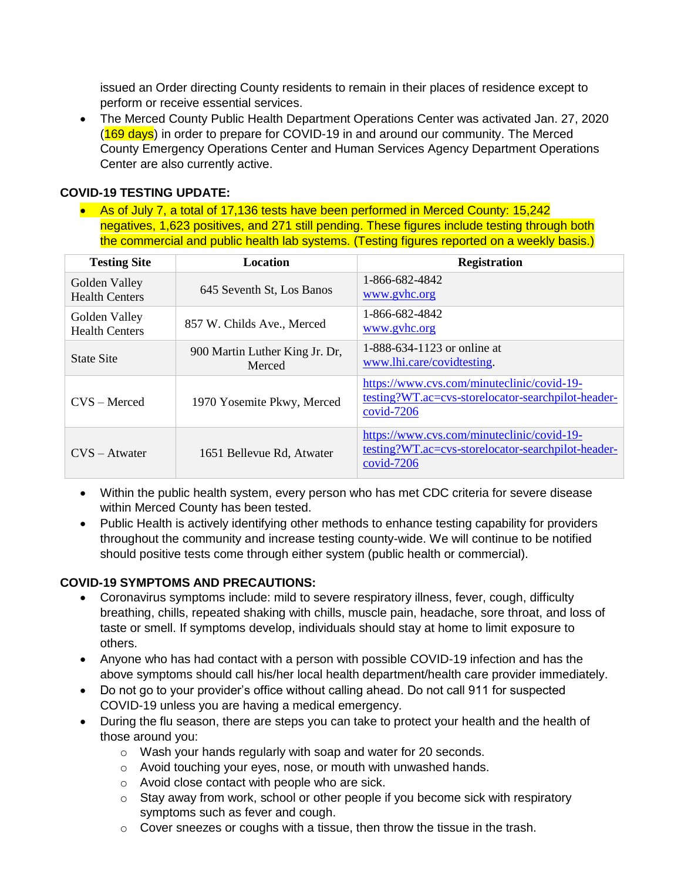issued an Order directing County residents to remain in their places of residence except to perform or receive essential services.

- The Merced County Public Health Department Operations Center was activated Jan. 27, 2020 (169 days) in order to prepare for COVID-19 in and around our community. The Merced County Emergency Operations Center and Human Services Agency Department Operations Center are also currently active.

**COVID-19 TESTING UPDATE:**

- As of July 7, a total of 17,136 tests have been performed in Merced County: 15,242 negatives, 1,623 positives, and 271 still pending. These figures include testing through both the commercial and public health lab systems. (Testing figures reported on a weekly basis.)

| Testing Site | Location | Registration |
|---|---|---|
| Golden Valley Health Centers | 645 Seventh St, Los Banos | 1-866-682-4842 www.gvhc.org |
| Golden Valley Health Centers | 857 W. Childs Ave., Merced | 1-866-682-4842 www.gvhc.org |
| State Site | 900 Martin Luther King Jr. Dr, Merced | 1-888-634-1123 or online at www.lhi.care/covidtesting. |
| CVS – Merced | 1970 Yosemite Pkwy, Merced | https://www.cvs.com/minuteclinic/covid-19-testing?WT.ac=cvs-storelocator-searchpilot-header-covid-7206 |
| CVS – Atwater | 1651 Bellevue Rd, Atwater | https://www.cvs.com/minuteclinic/covid-19-testing?WT.ac=cvs-storelocator-searchpilot-header-covid-7206 |

- Within the public health system, every person who has met CDC criteria for severe disease within Merced County has been tested.
- Public Health is actively identifying other methods to enhance testing capability for providers throughout the community and increase testing county-wide. We will continue to be notified should positive tests come through either system (public health or commercial).

**COVID-19 SYMPTOMS AND PRECAUTIONS:**

- Coronavirus symptoms include: mild to severe respiratory illness, fever, cough, difficulty breathing, chills, repeated shaking with chills, muscle pain, headache, sore throat, and loss of taste or smell. If symptoms develop, individuals should stay at home to limit exposure to others.
- Anyone who has had contact with a person with possible COVID-19 infection and has the above symptoms should call his/her local health department/health care provider immediately.
- Do not go to your provider's office without calling ahead. Do not call 911 for suspected COVID-19 unless you are having a medical emergency.
- During the flu season, there are steps you can take to protect your health and the health of those around you:
  - Wash your hands regularly with soap and water for 20 seconds.
  - Avoid touching your eyes, nose, or mouth with unwashed hands.
  - Avoid close contact with people who are sick.
  - Stay away from work, school or other people if you become sick with respiratory symptoms such as fever and cough.
  - Cover sneezes or coughs with a tissue, then throw the tissue in the trash.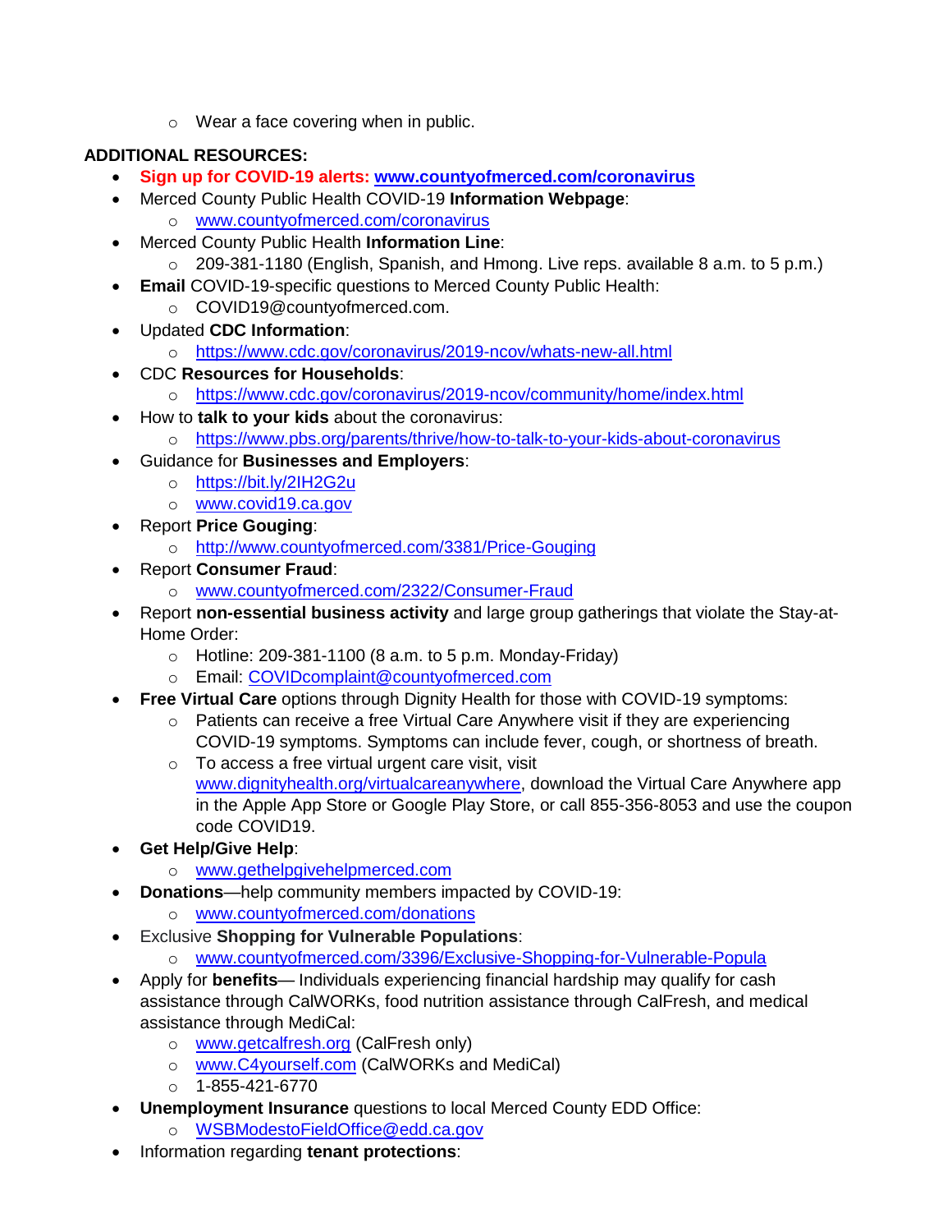- Wear a face covering when in public.

**ADDITIONAL RESOURCES:**

- **Sign up for COVID-19 alerts: www.countyofmerced.com/coronavirus**
- Merced County Public Health COVID-19 **Information Webpage**:
  - www.countyofmerced.com/coronavirus
- Merced County Public Health **Information Line**:
  - 209-381-1180 (English, Spanish, and Hmong. Live reps. available 8 a.m. to 5 p.m.)
- **Email** COVID-19-specific questions to Merced County Public Health:
  - COVID19@countyofmerced.com.
- Updated **CDC Information**:
  - https://www.cdc.gov/coronavirus/2019-ncov/whats-new-all.html
- CDC **Resources for Households**:
  - https://www.cdc.gov/coronavirus/2019-ncov/community/home/index.html
- How to **talk to your kids** about the coronavirus:
  - https://www.pbs.org/parents/thrive/how-to-talk-to-your-kids-about-coronavirus
- Guidance for **Businesses and Employers**:
  - https://bit.ly/2IH2G2u
  - www.covid19.ca.gov
- Report **Price Gouging**:
  - http://www.countyofmerced.com/3381/Price-Gouging
- Report **Consumer Fraud**:
  - www.countyofmerced.com/2322/Consumer-Fraud
- Report **non-essential business activity** and large group gatherings that violate the Stay-at-Home Order:
  - Hotline: 209-381-1100 (8 a.m. to 5 p.m. Monday-Friday)
  - Email: COVIDcomplaint@countyofmerced.com
- **Free Virtual Care** options through Dignity Health for those with COVID-19 symptoms:
  - Patients can receive a free Virtual Care Anywhere visit if they are experiencing COVID-19 symptoms. Symptoms can include fever, cough, or shortness of breath.
  - To access a free virtual urgent care visit, visit www.dignityhealth.org/virtualcareanywhere, download the Virtual Care Anywhere app in the Apple App Store or Google Play Store, or call 855-356-8053 and use the coupon code COVID19.
- **Get Help/Give Help**:
  - www.gethelpgivehelpmerced.com
- **Donations**—help community members impacted by COVID-19:
  - www.countyofmerced.com/donations
- Exclusive **Shopping for Vulnerable Populations**:
  - www.countyofmerced.com/3396/Exclusive-Shopping-for-Vulnerable-Popula
- Apply for **benefits**— Individuals experiencing financial hardship may qualify for cash assistance through CalWORKs, food nutrition assistance through CalFresh, and medical assistance through MediCal:
  - www.getcalfresh.org (CalFresh only)
  - www.C4yourself.com (CalWORKs and MediCal)
  - 1-855-421-6770
- **Unemployment Insurance** questions to local Merced County EDD Office:
  - WSBModestoFieldOffice@edd.ca.gov
- Information regarding **tenant protections**: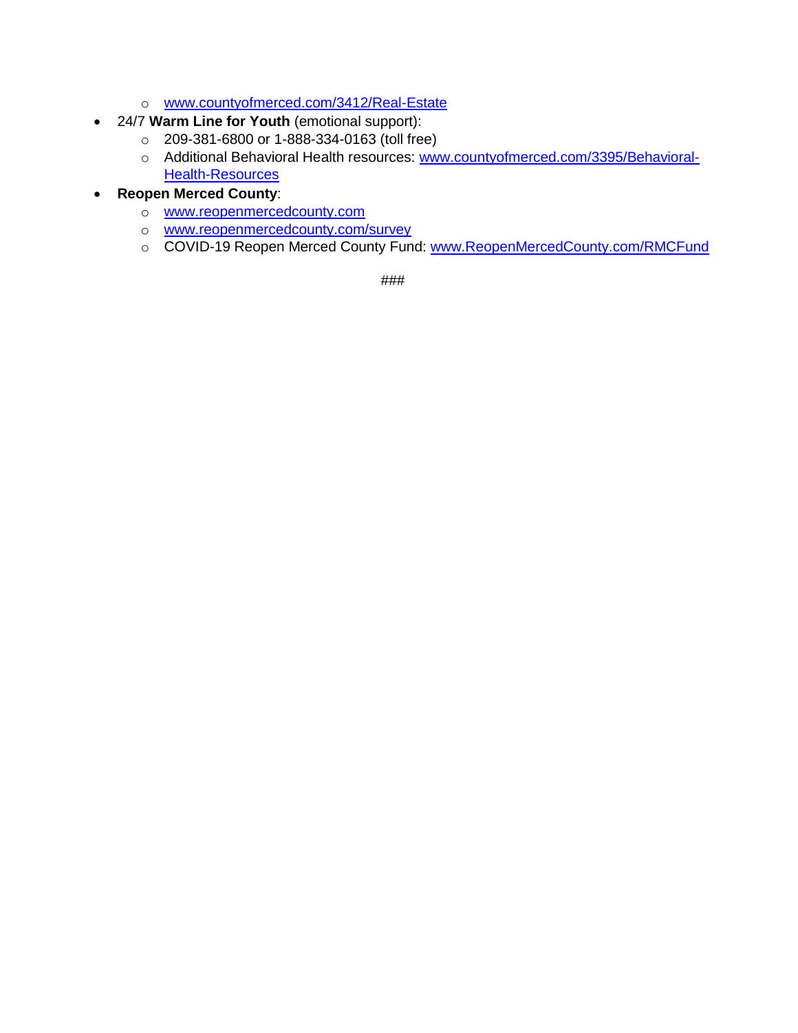- [www.countyofmerced.com/3412/Real-Estate](www.countyofmerced.com/3412/Real-Estate)
- 24/7 **Warm Line for Youth** (emotional support):
    - 209-381-6800 or 1-888-334-0163 (toll free)
    - Additional Behavioral Health resources: [www.countyofmerced.com/3395/Behavioral-Health-Resources](www.countyofmerced.com/3395/Behavioral-Health-Resources)
- **Reopen Merced County**:
    - [www.reopenmercedcounty.com](www.reopenmercedcounty.com)
    - [www.reopenmercedcounty.com/survey](www.reopenmercedcounty.com/survey)
    - COVID-19 Reopen Merced County Fund: [www.ReopenMercedCounty.com/RMCFund](www.ReopenMercedCounty.com/RMCFund)

###